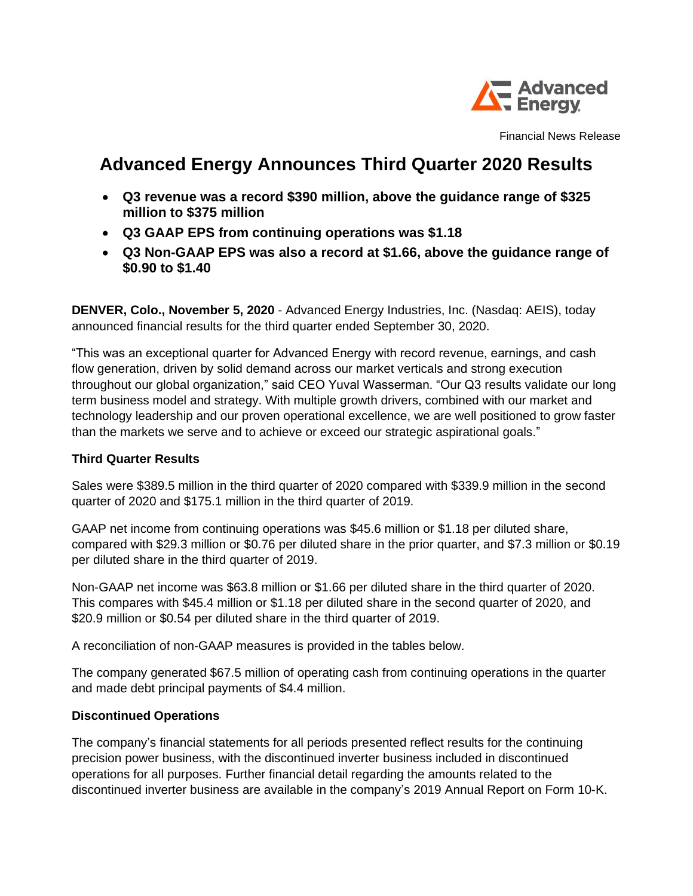Advanced Energy

Financial News Release

# Advanced Energy Announces Third Quarter 2020 Results

- **Q3 revenue was a record $390 million, above the guidance range of $325 million to $375 million**
- **Q3 GAAP EPS from continuing operations was $1.18**
- **Q3 Non-GAAP EPS was also a record at $1.66, above the guidance range of $0.90 to $1.40**

**DENVER, Colo., November 5, 2020** - Advanced Energy Industries, Inc. (Nasdaq: AEIS), today announced financial results for the third quarter ended September 30, 2020.

"This was an exceptional quarter for Advanced Energy with record revenue, earnings, and cash flow generation, driven by solid demand across our market verticals and strong execution throughout our global organization," said CEO Yuval Wasserman. "Our Q3 results validate our long term business model and strategy. With multiple growth drivers, combined with our market and technology leadership and our proven operational excellence, we are well positioned to grow faster than the markets we serve and to achieve or exceed our strategic aspirational goals."

### Third Quarter Results

Sales were $389.5 million in the third quarter of 2020 compared with $339.9 million in the second quarter of 2020 and $175.1 million in the third quarter of 2019.

GAAP net income from continuing operations was $45.6 million or $1.18 per diluted share, compared with $29.3 million or $0.76 per diluted share in the prior quarter, and $7.3 million or $0.19 per diluted share in the third quarter of 2019.

Non-GAAP net income was $63.8 million or $1.66 per diluted share in the third quarter of 2020. This compares with $45.4 million or $1.18 per diluted share in the second quarter of 2020, and $20.9 million or $0.54 per diluted share in the third quarter of 2019.

A reconciliation of non-GAAP measures is provided in the tables below.

The company generated $67.5 million of operating cash from continuing operations in the quarter and made debt principal payments of $4.4 million.

### Discontinued Operations

The company's financial statements for all periods presented reflect results for the continuing precision power business, with the discontinued inverter business included in discontinued operations for all purposes. Further financial detail regarding the amounts related to the discontinued inverter business are available in the company's 2019 Annual Report on Form 10-K.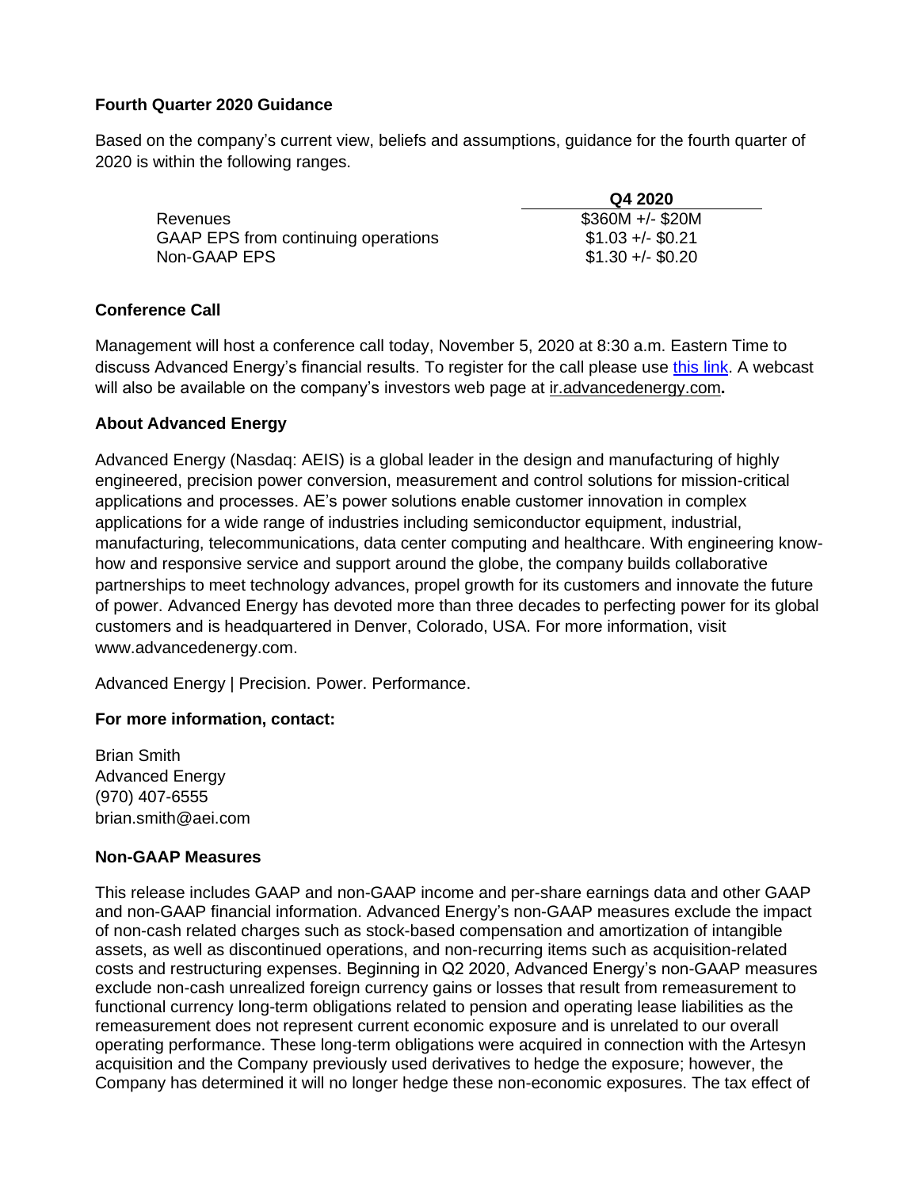### Fourth Quarter 2020 Guidance

Based on the company's current view, beliefs and assumptions, guidance for the fourth quarter of 2020 is within the following ranges.

| | Q4 2020 |
|---|---|
| Revenues | $360M +/- $20M |
| GAAP EPS from continuing operations | $1.03 +/- $0.21 |
| Non-GAAP EPS | $1.30 +/- $0.20 |

### Conference Call

Management will host a conference call today, November 5, 2020 at 8:30 a.m. Eastern Time to discuss Advanced Energy's financial results. To register for the call please use this link. A webcast will also be available on the company's investors web page at ir.advancedenergy.com**.**

### About Advanced Energy

Advanced Energy (Nasdaq: AEIS) is a global leader in the design and manufacturing of highly engineered, precision power conversion, measurement and control solutions for mission-critical applications and processes. AE's power solutions enable customer innovation in complex applications for a wide range of industries including semiconductor equipment, industrial, manufacturing, telecommunications, data center computing and healthcare. With engineering know-how and responsive service and support around the globe, the company builds collaborative partnerships to meet technology advances, propel growth for its customers and innovate the future of power. Advanced Energy has devoted more than three decades to perfecting power for its global customers and is headquartered in Denver, Colorado, USA. For more information, visit www.advancedenergy.com.

Advanced Energy | Precision. Power. Performance.

### For more information, contact:

Brian Smith
Advanced Energy
(970) 407-6555
brian.smith@aei.com

### Non-GAAP Measures

This release includes GAAP and non-GAAP income and per-share earnings data and other GAAP and non-GAAP financial information. Advanced Energy's non-GAAP measures exclude the impact of non-cash related charges such as stock-based compensation and amortization of intangible assets, as well as discontinued operations, and non-recurring items such as acquisition-related costs and restructuring expenses. Beginning in Q2 2020, Advanced Energy's non-GAAP measures exclude non-cash unrealized foreign currency gains or losses that result from remeasurement to functional currency long-term obligations related to pension and operating lease liabilities as the remeasurement does not represent current economic exposure and is unrelated to our overall operating performance. These long-term obligations were acquired in connection with the Artesyn acquisition and the Company previously used derivatives to hedge the exposure; however, the Company has determined it will no longer hedge these non-economic exposures. The tax effect of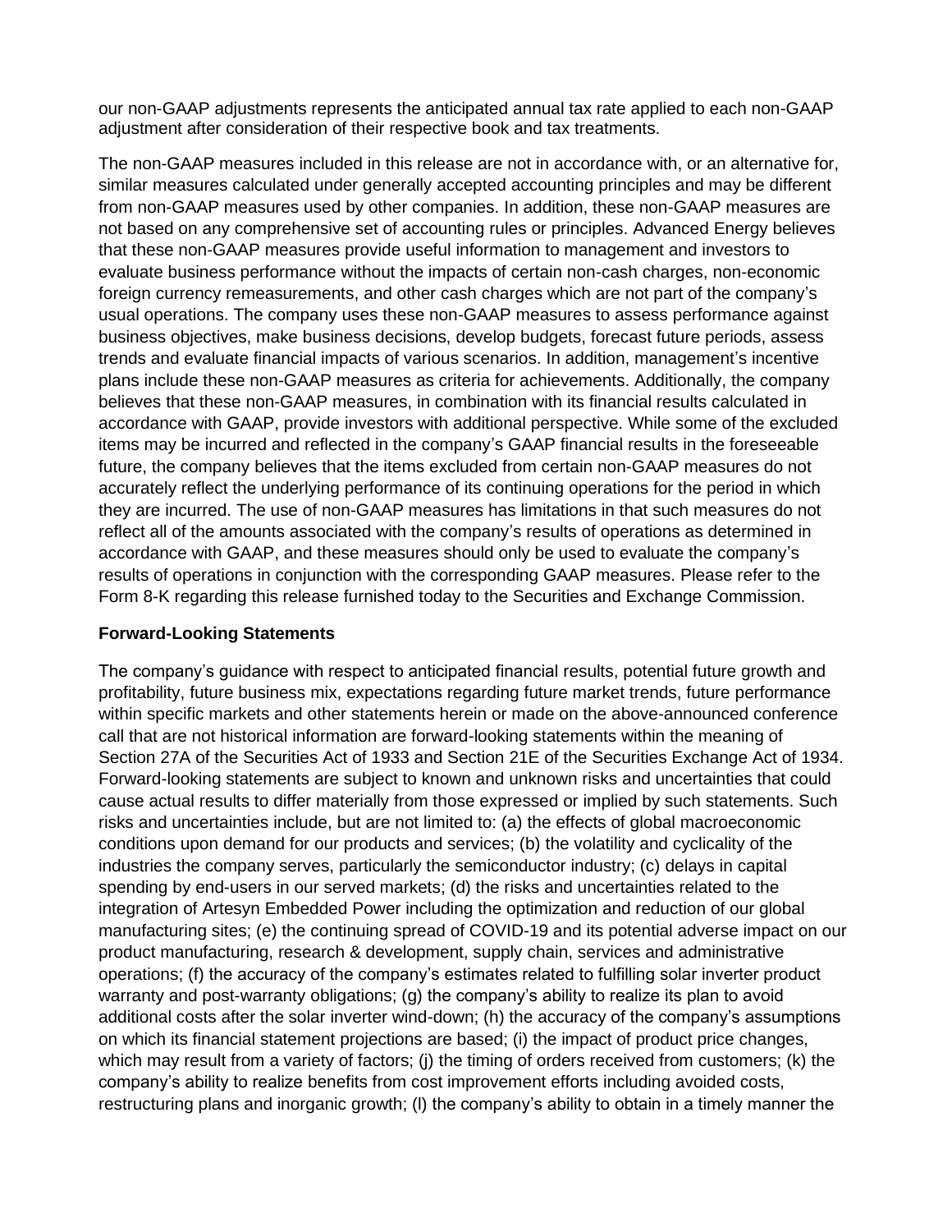our non-GAAP adjustments represents the anticipated annual tax rate applied to each non-GAAP adjustment after consideration of their respective book and tax treatments.

The non-GAAP measures included in this release are not in accordance with, or an alternative for, similar measures calculated under generally accepted accounting principles and may be different from non-GAAP measures used by other companies. In addition, these non-GAAP measures are not based on any comprehensive set of accounting rules or principles. Advanced Energy believes that these non-GAAP measures provide useful information to management and investors to evaluate business performance without the impacts of certain non-cash charges, non-economic foreign currency remeasurements, and other cash charges which are not part of the company's usual operations. The company uses these non-GAAP measures to assess performance against business objectives, make business decisions, develop budgets, forecast future periods, assess trends and evaluate financial impacts of various scenarios. In addition, management's incentive plans include these non-GAAP measures as criteria for achievements. Additionally, the company believes that these non-GAAP measures, in combination with its financial results calculated in accordance with GAAP, provide investors with additional perspective. While some of the excluded items may be incurred and reflected in the company's GAAP financial results in the foreseeable future, the company believes that the items excluded from certain non-GAAP measures do not accurately reflect the underlying performance of its continuing operations for the period in which they are incurred. The use of non-GAAP measures has limitations in that such measures do not reflect all of the amounts associated with the company's results of operations as determined in accordance with GAAP, and these measures should only be used to evaluate the company's results of operations in conjunction with the corresponding GAAP measures. Please refer to the Form 8-K regarding this release furnished today to the Securities and Exchange Commission.

**Forward-Looking Statements**

The company's guidance with respect to anticipated financial results, potential future growth and profitability, future business mix, expectations regarding future market trends, future performance within specific markets and other statements herein or made on the above-announced conference call that are not historical information are forward-looking statements within the meaning of Section 27A of the Securities Act of 1933 and Section 21E of the Securities Exchange Act of 1934. Forward-looking statements are subject to known and unknown risks and uncertainties that could cause actual results to differ materially from those expressed or implied by such statements. Such risks and uncertainties include, but are not limited to: (a) the effects of global macroeconomic conditions upon demand for our products and services; (b) the volatility and cyclicality of the industries the company serves, particularly the semiconductor industry; (c) delays in capital spending by end-users in our served markets; (d) the risks and uncertainties related to the integration of Artesyn Embedded Power including the optimization and reduction of our global manufacturing sites; (e) the continuing spread of COVID-19 and its potential adverse impact on our product manufacturing, research & development, supply chain, services and administrative operations; (f) the accuracy of the company's estimates related to fulfilling solar inverter product warranty and post-warranty obligations; (g) the company's ability to realize its plan to avoid additional costs after the solar inverter wind-down; (h) the accuracy of the company's assumptions on which its financial statement projections are based; (i) the impact of product price changes, which may result from a variety of factors; (j) the timing of orders received from customers; (k) the company's ability to realize benefits from cost improvement efforts including avoided costs, restructuring plans and inorganic growth; (l) the company's ability to obtain in a timely manner the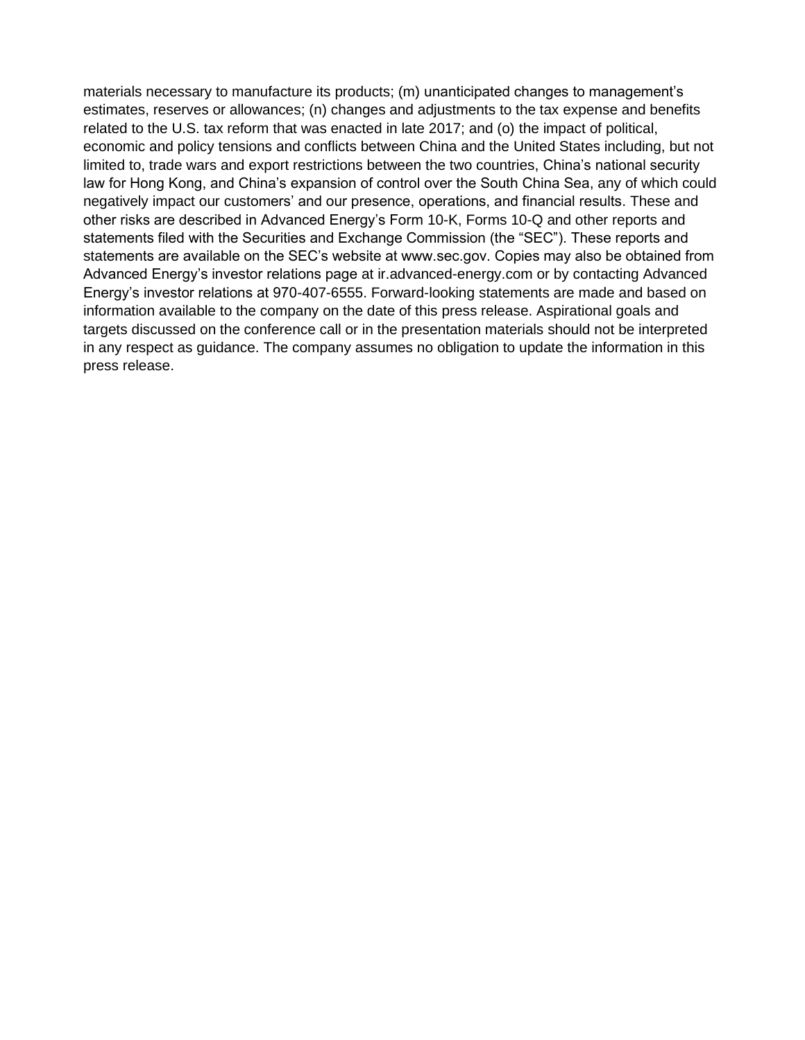materials necessary to manufacture its products; (m) unanticipated changes to management's estimates, reserves or allowances; (n) changes and adjustments to the tax expense and benefits related to the U.S. tax reform that was enacted in late 2017; and (o) the impact of political, economic and policy tensions and conflicts between China and the United States including, but not limited to, trade wars and export restrictions between the two countries, China's national security law for Hong Kong, and China's expansion of control over the South China Sea, any of which could negatively impact our customers' and our presence, operations, and financial results. These and other risks are described in Advanced Energy's Form 10-K, Forms 10-Q and other reports and statements filed with the Securities and Exchange Commission (the "SEC"). These reports and statements are available on the SEC's website at www.sec.gov. Copies may also be obtained from Advanced Energy's investor relations page at ir.advanced-energy.com or by contacting Advanced Energy's investor relations at 970-407-6555. Forward-looking statements are made and based on information available to the company on the date of this press release. Aspirational goals and targets discussed on the conference call or in the presentation materials should not be interpreted in any respect as guidance. The company assumes no obligation to update the information in this press release.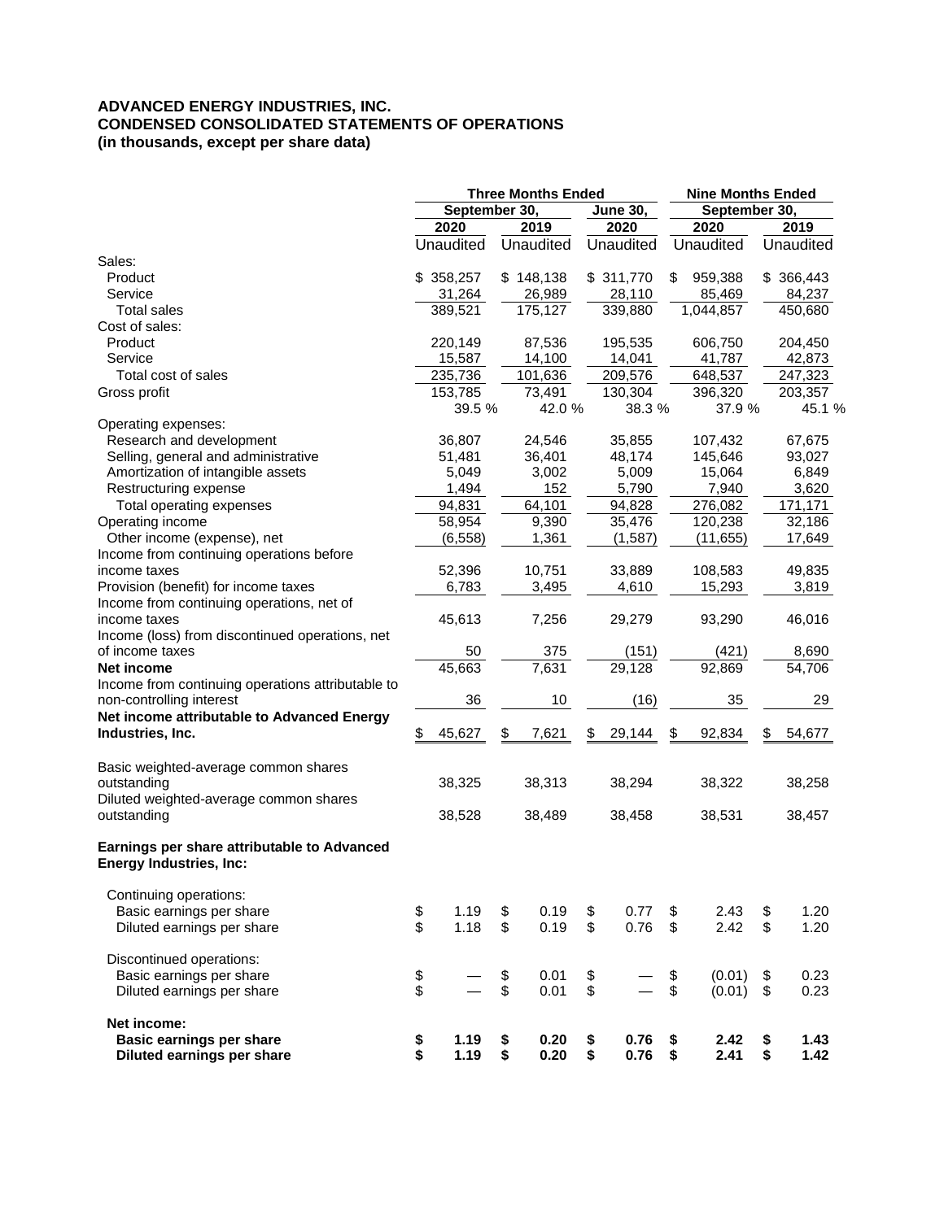**ADVANCED ENERGY INDUSTRIES, INC.**
**CONDENSED CONSOLIDATED STATEMENTS OF OPERATIONS**
**(in thousands, except per share data)**

| | Three Months Ended | | | Nine Months Ended | |
|---|---|---|---|---|---|
| | September 30, | | June 30, | September 30, | |
| | 2020 | 2019 | 2020 | 2020 | 2019 |
| | Unaudited | Unaudited | Unaudited | Unaudited | Unaudited |
| Sales: | | | | | |
| Product | $ 358,257 | $ 148,138 | $ 311,770 | $ 959,388 | $ 366,443 |
| Service | 31,264 | 26,989 | 28,110 | 85,469 | 84,237 |
| Total sales | 389,521 | 175,127 | 339,880 | 1,044,857 | 450,680 |
| Cost of sales: | | | | | |
| Product | 220,149 | 87,536 | 195,535 | 606,750 | 204,450 |
| Service | 15,587 | 14,100 | 14,041 | 41,787 | 42,873 |
| Total cost of sales | 235,736 | 101,636 | 209,576 | 648,537 | 247,323 |
| Gross profit | 153,785 | 73,491 | 130,304 | 396,320 | 203,357 |
| | 39.5 % | 42.0 % | 38.3 % | 37.9 % | 45.1 % |
| Operating expenses: | | | | | |
| Research and development | 36,807 | 24,546 | 35,855 | 107,432 | 67,675 |
| Selling, general and administrative | 51,481 | 36,401 | 48,174 | 145,646 | 93,027 |
| Amortization of intangible assets | 5,049 | 3,002 | 5,009 | 15,064 | 6,849 |
| Restructuring expense | 1,494 | 152 | 5,790 | 7,940 | 3,620 |
| Total operating expenses | 94,831 | 64,101 | 94,828 | 276,082 | 171,171 |
| Operating income | 58,954 | 9,390 | 35,476 | 120,238 | 32,186 |
| Other income (expense), net | (6,558) | 1,361 | (1,587) | (11,655) | 17,649 |
| Income from continuing operations before income taxes | 52,396 | 10,751 | 33,889 | 108,583 | 49,835 |
| Provision (benefit) for income taxes | 6,783 | 3,495 | 4,610 | 15,293 | 3,819 |
| Income from continuing operations, net of income taxes | 45,613 | 7,256 | 29,279 | 93,290 | 46,016 |
| Income (loss) from discontinued operations, net of income taxes | 50 | 375 | (151) | (421) | 8,690 |
| **Net income** | 45,663 | 7,631 | 29,128 | 92,869 | 54,706 |
| Income from continuing operations attributable to non-controlling interest | 36 | 10 | (16) | 35 | 29 |
| **Net income attributable to Advanced Energy Industries, Inc.** | $ 45,627 | $ 7,621 | $ 29,144 | $ 92,834 | $ 54,677 |
| | | | | | |
| Basic weighted-average common shares outstanding | 38,325 | 38,313 | 38,294 | 38,322 | 38,258 |
| Diluted weighted-average common shares outstanding | 38,528 | 38,489 | 38,458 | 38,531 | 38,457 |
| | | | | | |
| **Earnings per share attributable to Advanced Energy Industries, Inc:** | | | | | |
| Continuing operations: | | | | | |
| Basic earnings per share | $ 1.19 | $ 0.19 | $ 0.77 | $ 2.43 | $ 1.20 |
| Diluted earnings per share | $ 1.18 | $ 0.19 | $ 0.76 | $ 2.42 | $ 1.20 |
| Discontinued operations: | | | | | |
| Basic earnings per share | $ — | $ 0.01 | $ — | $ (0.01) | $ 0.23 |
| Diluted earnings per share | $ — | $ 0.01 | $ — | $ (0.01) | $ 0.23 |
| **Net income:** | | | | | |
| **Basic earnings per share** | **$ 1.19** | **$ 0.20** | **$ 0.76** | **$ 2.42** | **$ 1.43** |
| **Diluted earnings per share** | **$ 1.19** | **$ 0.20** | **$ 0.76** | **$ 2.41** | **$ 1.42** |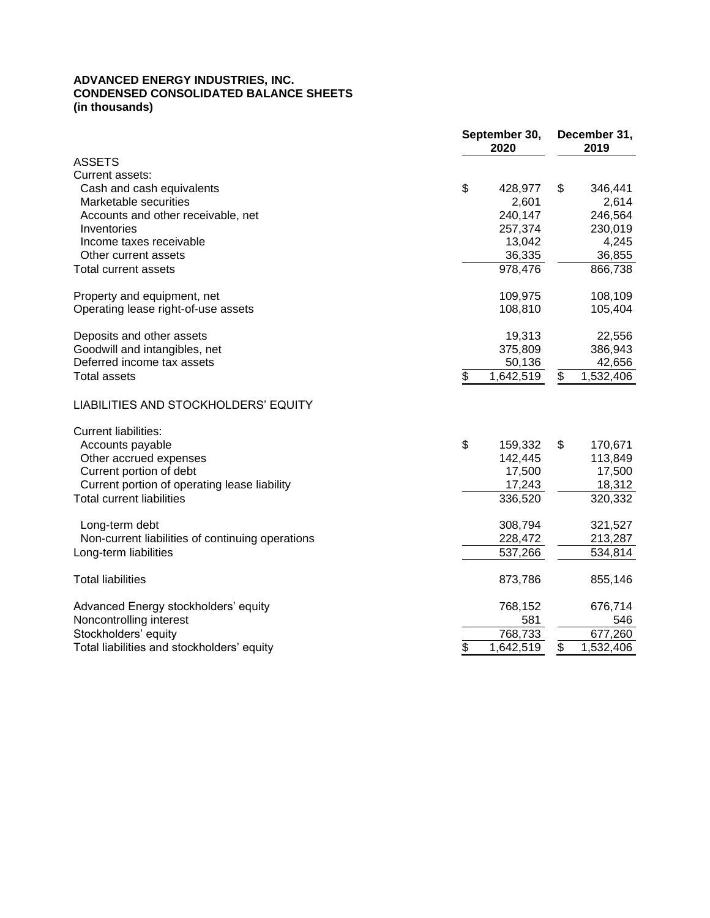**ADVANCED ENERGY INDUSTRIES, INC.**
**CONDENSED CONSOLIDATED BALANCE SHEETS**
**(in thousands)**

| | September 30, 2020 | December 31, 2019 |
|---|---|---|
| ASSETS | | |
| Current assets: | | |
| Cash and cash equivalents | $ 428,977 | $ 346,441 |
| Marketable securities | 2,601 | 2,614 |
| Accounts and other receivable, net | 240,147 | 246,564 |
| Inventories | 257,374 | 230,019 |
| Income taxes receivable | 13,042 | 4,245 |
| Other current assets | 36,335 | 36,855 |
| Total current assets | 978,476 | 866,738 |
| | | |
| Property and equipment, net | 109,975 | 108,109 |
| Operating lease right-of-use assets | 108,810 | 105,404 |
| | | |
| Deposits and other assets | 19,313 | 22,556 |
| Goodwill and intangibles, net | 375,809 | 386,943 |
| Deferred income tax assets | 50,136 | 42,656 |
| Total assets | $ 1,642,519 | $ 1,532,406 |
| | | |
| LIABILITIES AND STOCKHOLDERS' EQUITY | | |
| | | |
| Current liabilities: | | |
| Accounts payable | $ 159,332 | $ 170,671 |
| Other accrued expenses | 142,445 | 113,849 |
| Current portion of debt | 17,500 | 17,500 |
| Current portion of operating lease liability | 17,243 | 18,312 |
| Total current liabilities | 336,520 | 320,332 |
| | | |
| Long-term debt | 308,794 | 321,527 |
| Non-current liabilities of continuing operations | 228,472 | 213,287 |
| Long-term liabilities | 537,266 | 534,814 |
| | | |
| Total liabilities | 873,786 | 855,146 |
| | | |
| Advanced Energy stockholders' equity | 768,152 | 676,714 |
| Noncontrolling interest | 581 | 546 |
| Stockholders' equity | 768,733 | 677,260 |
| Total liabilities and stockholders' equity | $ 1,642,519 | $ 1,532,406 |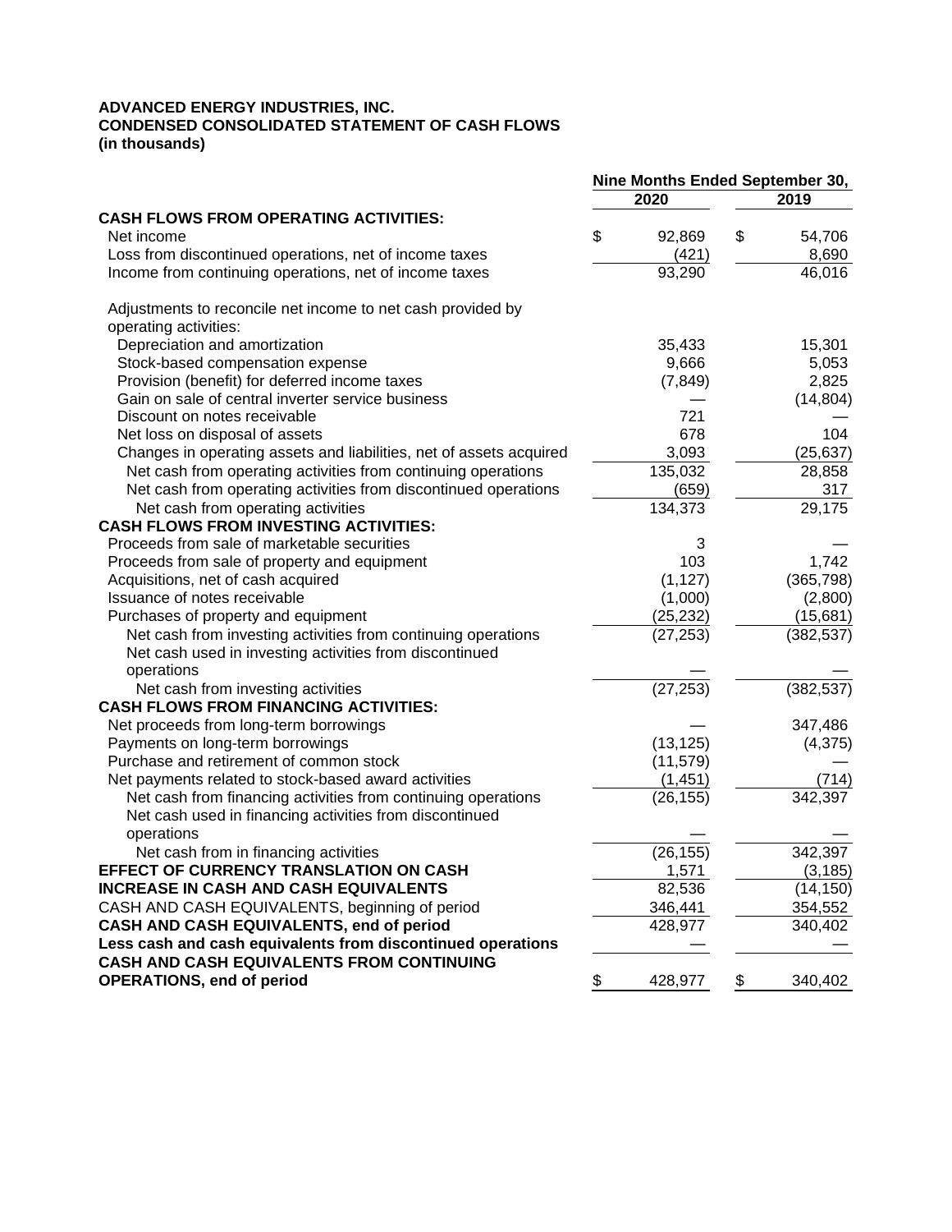**ADVANCED ENERGY INDUSTRIES, INC.**
**CONDENSED CONSOLIDATED STATEMENT OF CASH FLOWS**
**(in thousands)**

| | Nine Months Ended September 30, | |
|---|---|---|
| | 2020 | 2019 |
| **CASH FLOWS FROM OPERATING ACTIVITIES:** | | |
| Net income | $ 92,869 | $ 54,706 |
| Loss from discontinued operations, net of income taxes | (421) | 8,690 |
| Income from continuing operations, net of income taxes | 93,290 | 46,016 |
| Adjustments to reconcile net income to net cash provided by operating activities: | | |
| Depreciation and amortization | 35,433 | 15,301 |
| Stock-based compensation expense | 9,666 | 5,053 |
| Provision (benefit) for deferred income taxes | (7,849) | 2,825 |
| Gain on sale of central inverter service business | — | (14,804) |
| Discount on notes receivable | 721 | — |
| Net loss on disposal of assets | 678 | 104 |
| Changes in operating assets and liabilities, net of assets acquired | 3,093 | (25,637) |
| Net cash from operating activities from continuing operations | 135,032 | 28,858 |
| Net cash from operating activities from discontinued operations | (659) | 317 |
| Net cash from operating activities | 134,373 | 29,175 |
| **CASH FLOWS FROM INVESTING ACTIVITIES:** | | |
| Proceeds from sale of marketable securities | 3 | — |
| Proceeds from sale of property and equipment | 103 | 1,742 |
| Acquisitions, net of cash acquired | (1,127) | (365,798) |
| Issuance of notes receivable | (1,000) | (2,800) |
| Purchases of property and equipment | (25,232) | (15,681) |
| Net cash from investing activities from continuing operations | (27,253) | (382,537) |
| Net cash used in investing activities from discontinued operations | — | — |
| Net cash from investing activities | (27,253) | (382,537) |
| **CASH FLOWS FROM FINANCING ACTIVITIES:** | | |
| Net proceeds from long-term borrowings | — | 347,486 |
| Payments on long-term borrowings | (13,125) | (4,375) |
| Purchase and retirement of common stock | (11,579) | — |
| Net payments related to stock-based award activities | (1,451) | (714) |
| Net cash from financing activities from continuing operations | (26,155) | 342,397 |
| Net cash used in financing activities from discontinued operations | — | — |
| Net cash from in financing activities | (26,155) | 342,397 |
| **EFFECT OF CURRENCY TRANSLATION ON CASH** | 1,571 | (3,185) |
| **INCREASE IN CASH AND CASH EQUIVALENTS** | 82,536 | (14,150) |
| CASH AND CASH EQUIVALENTS, beginning of period | 346,441 | 354,552 |
| **CASH AND CASH EQUIVALENTS, end of period** | 428,977 | 340,402 |
| **Less cash and cash equivalents from discontinued operations** | — | — |
| **CASH AND CASH EQUIVALENTS FROM CONTINUING OPERATIONS, end of period** | $ 428,977 | $ 340,402 |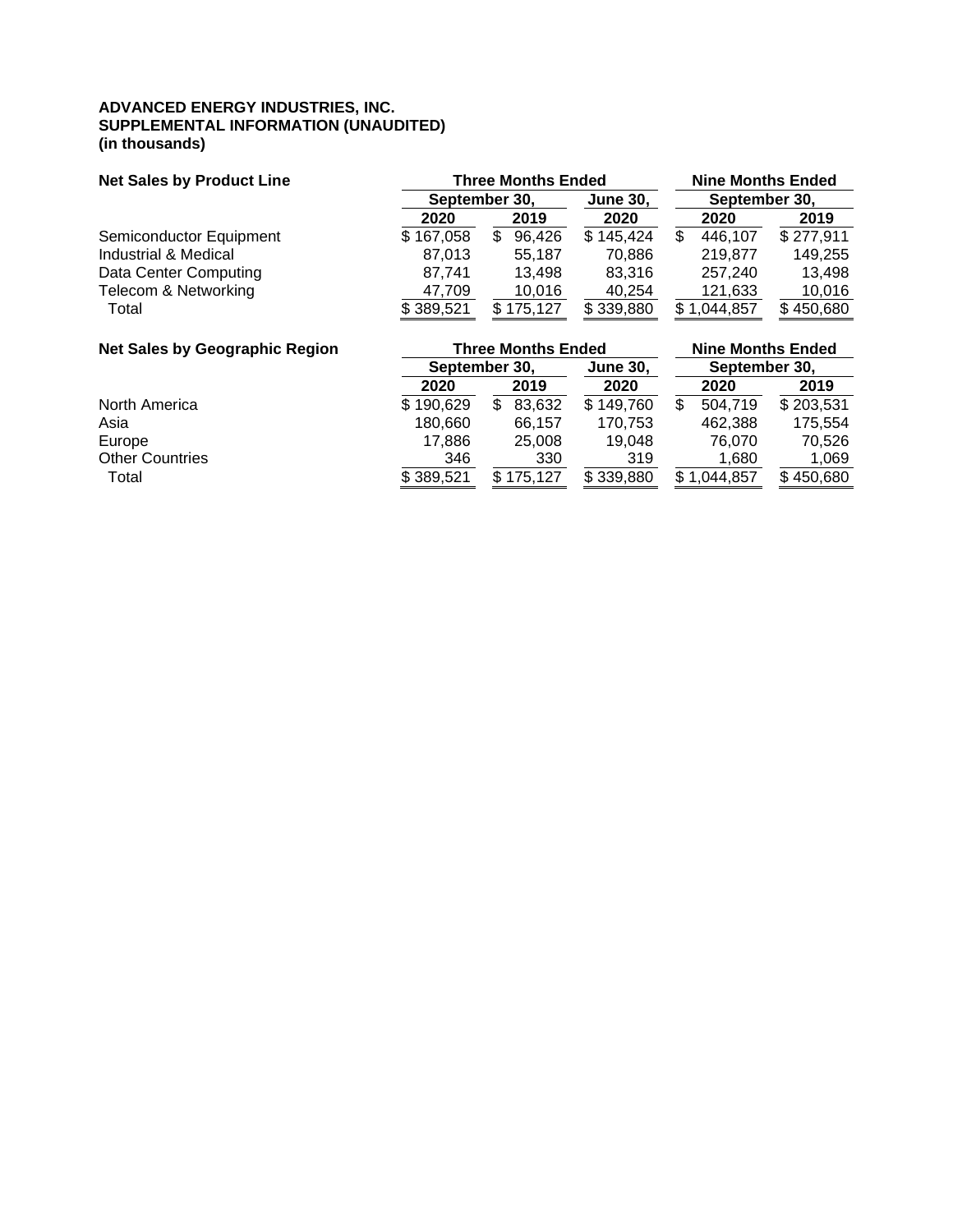**ADVANCED ENERGY INDUSTRIES, INC.**
**SUPPLEMENTAL INFORMATION (UNAUDITED)**
**(in thousands)**

| **Net Sales by Product Line** | **Three Months Ended** | | | **Nine Months Ended** | |
|---|---|---|---|---|---|
| | **September 30,** | | **June 30,** | **September 30,** | |
| | **2020** | **2019** | **2020** | **2020** | **2019** |
| Semiconductor Equipment | $ 167,058 | $ 96,426 | $ 145,424 | $ 446,107 | $ 277,911 |
| Industrial & Medical | 87,013 | 55,187 | 70,886 | 219,877 | 149,255 |
| Data Center Computing | 87,741 | 13,498 | 83,316 | 257,240 | 13,498 |
| Telecom & Networking | 47,709 | 10,016 | 40,254 | 121,633 | 10,016 |
| Total | $ 389,521 | $ 175,127 | $ 339,880 | $ 1,044,857 | $ 450,680 |

| **Net Sales by Geographic Region** | **Three Months Ended** | | | **Nine Months Ended** | |
|---|---|---|---|---|---|
| | **September 30,** | | **June 30,** | **September 30,** | |
| | **2020** | **2019** | **2020** | **2020** | **2019** |
| North America | $ 190,629 | $ 83,632 | $ 149,760 | $ 504,719 | $ 203,531 |
| Asia | 180,660 | 66,157 | 170,753 | 462,388 | 175,554 |
| Europe | 17,886 | 25,008 | 19,048 | 76,070 | 70,526 |
| Other Countries | 346 | 330 | 319 | 1,680 | 1,069 |
| Total | $ 389,521 | $ 175,127 | $ 339,880 | $ 1,044,857 | $ 450,680 |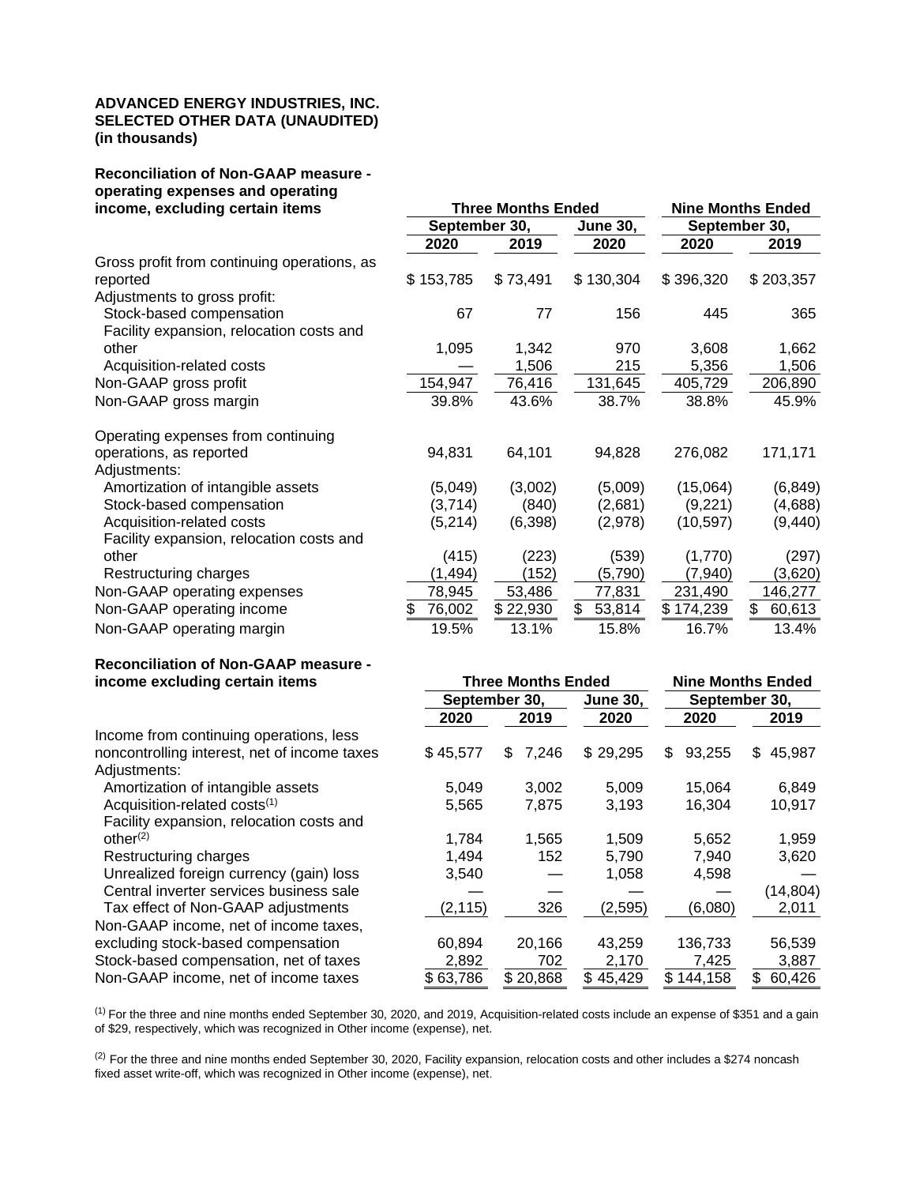**ADVANCED ENERGY INDUSTRIES, INC.**
**SELECTED OTHER DATA (UNAUDITED)**
**(in thousands)**

| **Reconciliation of Non-GAAP measure - operating expenses and operating income, excluding certain items** | **Three Months Ended** | | | **Nine Months Ended** | |
|---|---|---|---|---|---|
| | **September 30,** | | **June 30,** | **September 30,** | |
| | **2020** | **2019** | **2020** | **2020** | **2019** |
| Gross profit from continuing operations, as reported | $ 153,785 | $ 73,491 | $ 130,304 | $ 396,320 | $ 203,357 |
| Adjustments to gross profit: | | | | | |
| Stock-based compensation | 67 | 77 | 156 | 445 | 365 |
| Facility expansion, relocation costs and other | 1,095 | 1,342 | 970 | 3,608 | 1,662 |
| Acquisition-related costs | — | 1,506 | 215 | 5,356 | 1,506 |
| Non-GAAP gross profit | 154,947 | 76,416 | 131,645 | 405,729 | 206,890 |
| Non-GAAP gross margin | 39.8% | 43.6% | 38.7% | 38.8% | 45.9% |
| | | | | | |
| Operating expenses from continuing operations, as reported | 94,831 | 64,101 | 94,828 | 276,082 | 171,171 |
| Adjustments: | | | | | |
| Amortization of intangible assets | (5,049) | (3,002) | (5,009) | (15,064) | (6,849) |
| Stock-based compensation | (3,714) | (840) | (2,681) | (9,221) | (4,688) |
| Acquisition-related costs | (5,214) | (6,398) | (2,978) | (10,597) | (9,440) |
| Facility expansion, relocation costs and other | (415) | (223) | (539) | (1,770) | (297) |
| Restructuring charges | (1,494) | (152) | (5,790) | (7,940) | (3,620) |
| Non-GAAP operating expenses | 78,945 | 53,486 | 77,831 | 231,490 | 146,277 |
| Non-GAAP operating income | $ 76,002 | $ 22,930 | $ 53,814 | $ 174,239 | $ 60,613 |
| Non-GAAP operating margin | 19.5% | 13.1% | 15.8% | 16.7% | 13.4% |

| **Reconciliation of Non-GAAP measure - income excluding certain items** | **Three Months Ended** | | | **Nine Months Ended** | |
|---|---|---|---|---|---|
| | **September 30,** | | **June 30,** | **September 30,** | |
| | **2020** | **2019** | **2020** | **2020** | **2019** |
| Income from continuing operations, less noncontrolling interest, net of income taxes | $ 45,577 | $ 7,246 | $ 29,295 | $ 93,255 | $ 45,987 |
| Adjustments: | | | | | |
| Amortization of intangible assets | 5,049 | 3,002 | 5,009 | 15,064 | 6,849 |
| Acquisition-related costs[(1)] | 5,565 | 7,875 | 3,193 | 16,304 | 10,917 |
| Facility expansion, relocation costs and other[(2)] | 1,784 | 1,565 | 1,509 | 5,652 | 1,959 |
| Restructuring charges | 1,494 | 152 | 5,790 | 7,940 | 3,620 |
| Unrealized foreign currency (gain) loss | 3,540 | — | 1,058 | 4,598 | — |
| Central inverter services business sale | — | — | — | — | (14,804) |
| Tax effect of Non-GAAP adjustments | (2,115) | 326 | (2,595) | (6,080) | 2,011 |
| Non-GAAP income, net of income taxes, excluding stock-based compensation | 60,894 | 20,166 | 43,259 | 136,733 | 56,539 |
| Stock-based compensation, net of taxes | 2,892 | 702 | 2,170 | 7,425 | 3,887 |
| Non-GAAP income, net of income taxes | $ 63,786 | $ 20,868 | $ 45,429 | $ 144,158 | $ 60,426 |

[(1)] For the three and nine months ended September 30, 2020, and 2019, Acquisition-related costs include an expense of $351 and a gain of $29, respectively, which was recognized in Other income (expense), net.

[(2)] For the three and nine months ended September 30, 2020, Facility expansion, relocation costs and other includes a $274 noncash fixed asset write-off, which was recognized in Other income (expense), net.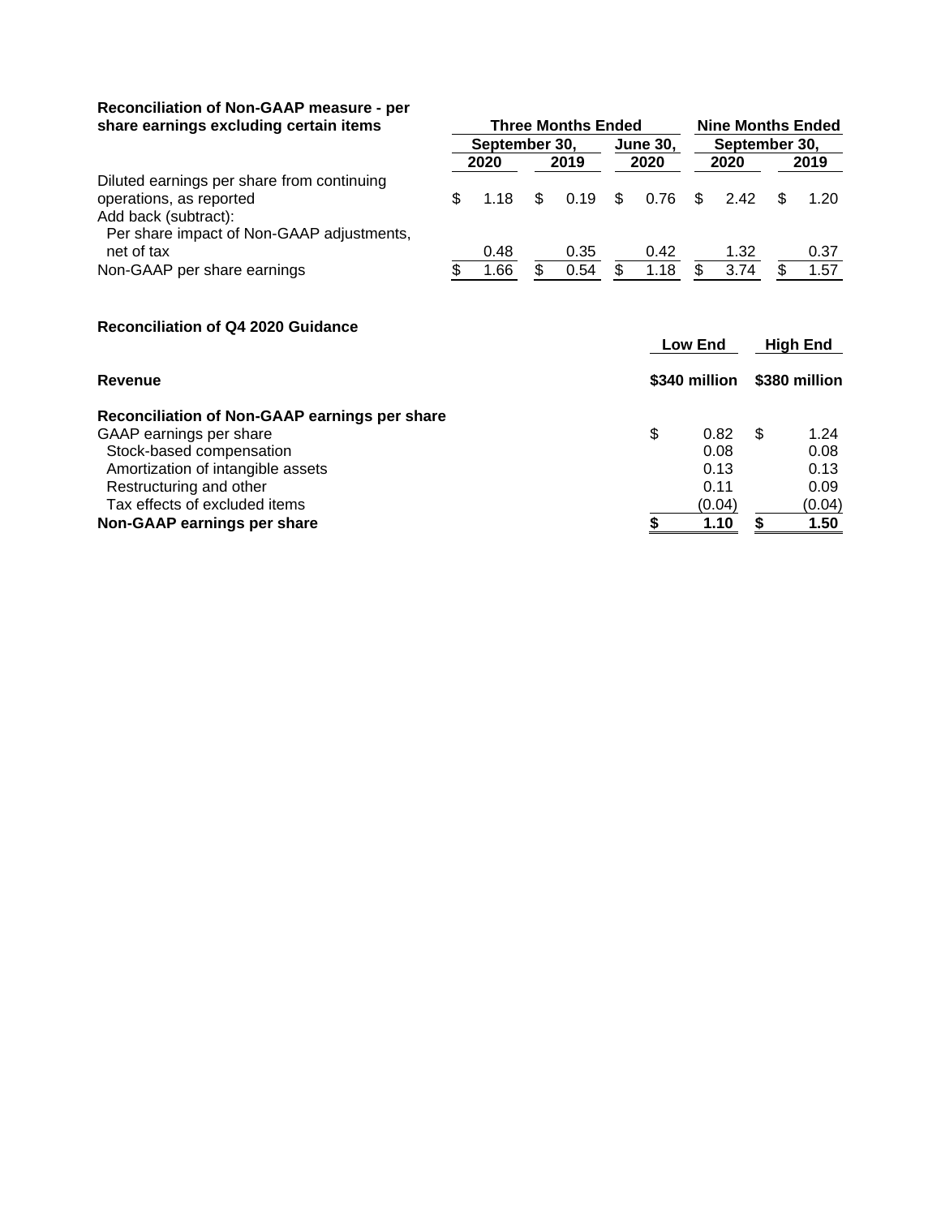**Reconciliation of Non-GAAP measure - per share earnings excluding certain items**

| | Three Months Ended | | | Nine Months Ended | |
|---|---|---|---|---|---|
| | September 30, | | June 30, | September 30, | |
| | 2020 | 2019 | 2020 | 2020 | 2019 |
| Diluted earnings per share from continuing operations, as reported | $ 1.18 | $ 0.19 | $ 0.76 | $ 2.42 | $ 1.20 |
| Add back (subtract): | | | | | |
| Per share impact of Non-GAAP adjustments, net of tax | 0.48 | 0.35 | 0.42 | 1.32 | 0.37 |
| Non-GAAP per share earnings | $ 1.66 | $ 0.54 | $ 1.18 | $ 3.74 | $ 1.57 |

**Reconciliation of Q4 2020 Guidance**

| | Low End | High End |
|---|---|---|
| **Revenue** | **$340 million** | **$380 million** |
| **Reconciliation of Non-GAAP earnings per share** | | |
| GAAP earnings per share | $ 0.82 | $ 1.24 |
| Stock-based compensation | 0.08 | 0.08 |
| Amortization of intangible assets | 0.13 | 0.13 |
| Restructuring and other | 0.11 | 0.09 |
| Tax effects of excluded items | (0.04) | (0.04) |
| **Non-GAAP earnings per share** | **$ 1.10** | **$ 1.50** |